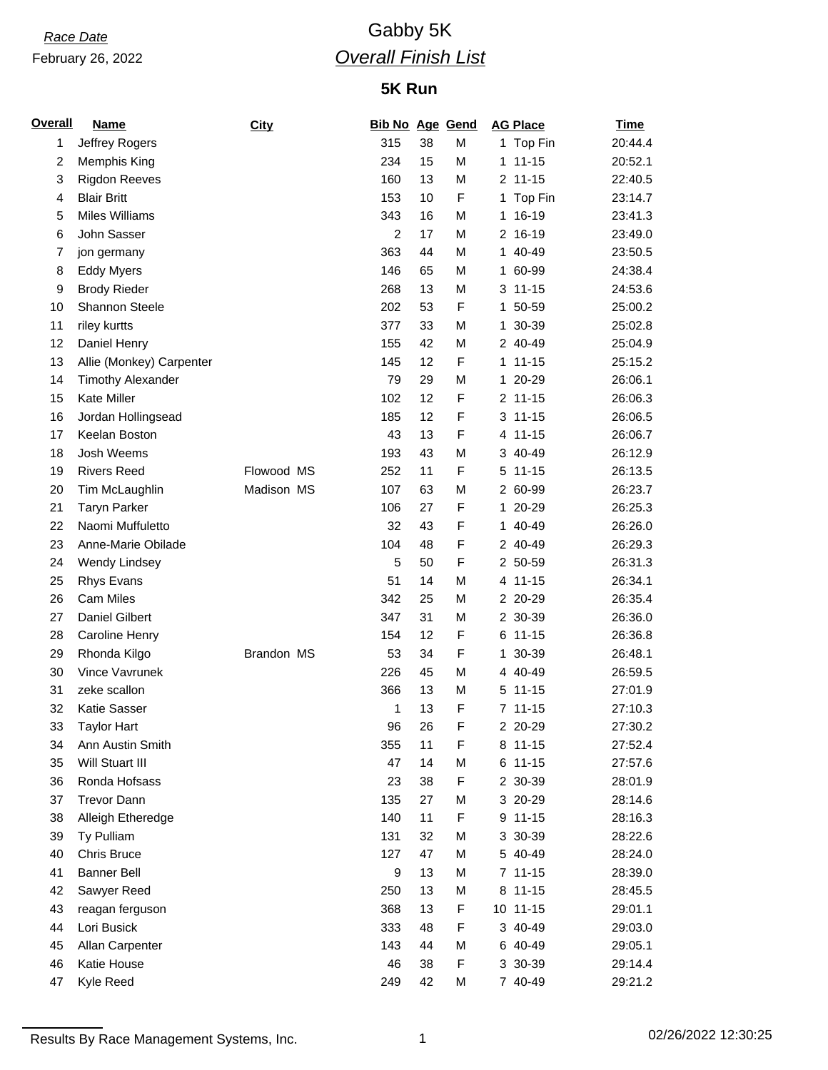*Race Date*

February 26, 2022

# Gabby 5K

## *Overall Finish List*

### 5K Run

| Overall | Name | City | Bib No | Age | Gend | AG Place | Time |
|---|---|---|---|---|---|---|---|
| 1 | Jeffrey Rogers | | 315 | 38 | M | 1 Top Fin | 20:44.4 |
| 2 | Memphis King | | 234 | 15 | M | 1 11-15 | 20:52.1 |
| 3 | Rigdon Reeves | | 160 | 13 | M | 2 11-15 | 22:40.5 |
| 4 | Blair Britt | | 153 | 10 | F | 1 Top Fin | 23:14.7 |
| 5 | Miles Williams | | 343 | 16 | M | 1 16-19 | 23:41.3 |
| 6 | John Sasser | | 2 | 17 | M | 2 16-19 | 23:49.0 |
| 7 | jon germany | | 363 | 44 | M | 1 40-49 | 23:50.5 |
| 8 | Eddy Myers | | 146 | 65 | M | 1 60-99 | 24:38.4 |
| 9 | Brody Rieder | | 268 | 13 | M | 3 11-15 | 24:53.6 |
| 10 | Shannon Steele | | 202 | 53 | F | 1 50-59 | 25:00.2 |
| 11 | riley kurtts | | 377 | 33 | M | 1 30-39 | 25:02.8 |
| 12 | Daniel Henry | | 155 | 42 | M | 2 40-49 | 25:04.9 |
| 13 | Allie (Monkey) Carpenter | | 145 | 12 | F | 1 11-15 | 25:15.2 |
| 14 | Timothy Alexander | | 79 | 29 | M | 1 20-29 | 26:06.1 |
| 15 | Kate Miller | | 102 | 12 | F | 2 11-15 | 26:06.3 |
| 16 | Jordan Hollingsead | | 185 | 12 | F | 3 11-15 | 26:06.5 |
| 17 | Keelan Boston | | 43 | 13 | F | 4 11-15 | 26:06.7 |
| 18 | Josh Weems | | 193 | 43 | M | 3 40-49 | 26:12.9 |
| 19 | Rivers Reed | Flowood MS | 252 | 11 | F | 5 11-15 | 26:13.5 |
| 20 | Tim McLaughlin | Madison MS | 107 | 63 | M | 2 60-99 | 26:23.7 |
| 21 | Taryn Parker | | 106 | 27 | F | 1 20-29 | 26:25.3 |
| 22 | Naomi Muffuletto | | 32 | 43 | F | 1 40-49 | 26:26.0 |
| 23 | Anne-Marie Obilade | | 104 | 48 | F | 2 40-49 | 26:29.3 |
| 24 | Wendy Lindsey | | 5 | 50 | F | 2 50-59 | 26:31.3 |
| 25 | Rhys Evans | | 51 | 14 | M | 4 11-15 | 26:34.1 |
| 26 | Cam Miles | | 342 | 25 | M | 2 20-29 | 26:35.4 |
| 27 | Daniel Gilbert | | 347 | 31 | M | 2 30-39 | 26:36.0 |
| 28 | Caroline Henry | | 154 | 12 | F | 6 11-15 | 26:36.8 |
| 29 | Rhonda Kilgo | Brandon MS | 53 | 34 | F | 1 30-39 | 26:48.1 |
| 30 | Vince Vavrunek | | 226 | 45 | M | 4 40-49 | 26:59.5 |
| 31 | zeke scallon | | 366 | 13 | M | 5 11-15 | 27:01.9 |
| 32 | Katie Sasser | | 1 | 13 | F | 7 11-15 | 27:10.3 |
| 33 | Taylor Hart | | 96 | 26 | F | 2 20-29 | 27:30.2 |
| 34 | Ann Austin Smith | | 355 | 11 | F | 8 11-15 | 27:52.4 |
| 35 | Will Stuart III | | 47 | 14 | M | 6 11-15 | 27:57.6 |
| 36 | Ronda Hofsass | | 23 | 38 | F | 2 30-39 | 28:01.9 |
| 37 | Trevor Dann | | 135 | 27 | M | 3 20-29 | 28:14.6 |
| 38 | Alleigh Etheredge | | 140 | 11 | F | 9 11-15 | 28:16.3 |
| 39 | Ty Pulliam | | 131 | 32 | M | 3 30-39 | 28:22.6 |
| 40 | Chris Bruce | | 127 | 47 | M | 5 40-49 | 28:24.0 |
| 41 | Banner Bell | | 9 | 13 | M | 7 11-15 | 28:39.0 |
| 42 | Sawyer Reed | | 250 | 13 | M | 8 11-15 | 28:45.5 |
| 43 | reagan ferguson | | 368 | 13 | F | 10 11-15 | 29:01.1 |
| 44 | Lori Busick | | 333 | 48 | F | 3 40-49 | 29:03.0 |
| 45 | Allan Carpenter | | 143 | 44 | M | 6 40-49 | 29:05.1 |
| 46 | Katie House | | 46 | 38 | F | 3 30-39 | 29:14.4 |
| 47 | Kyle Reed | | 249 | 42 | M | 7 40-49 | 29:21.2 |

Results By Race Management Systems, Inc. 02/26/2022 12:30:25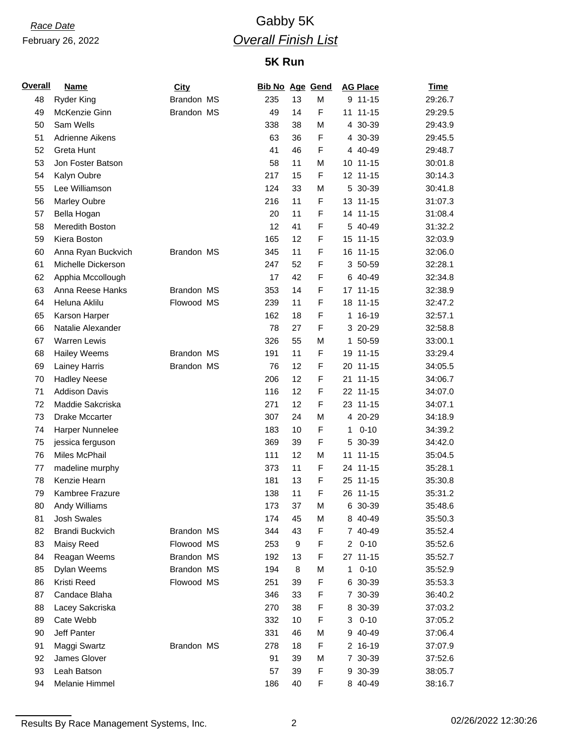*Race Date*

February 26, 2022

# Gabby 5K

## *Overall Finish List*

### 5K Run

| Overall | Name | City | Bib No | Age | Gend | AG Place | Time |
|---|---|---|---|---|---|---|---|
| 48 | Ryder King | Brandon MS | 235 | 13 | M | 9 11-15 | 29:26.7 |
| 49 | McKenzie Ginn | Brandon MS | 49 | 14 | F | 11 11-15 | 29:29.5 |
| 50 | Sam Wells | | 338 | 38 | M | 4 30-39 | 29:43.9 |
| 51 | Adrienne Aikens | | 63 | 36 | F | 4 30-39 | 29:45.5 |
| 52 | Greta Hunt | | 41 | 46 | F | 4 40-49 | 29:48.7 |
| 53 | Jon Foster Batson | | 58 | 11 | M | 10 11-15 | 30:01.8 |
| 54 | Kalyn Oubre | | 217 | 15 | F | 12 11-15 | 30:14.3 |
| 55 | Lee Williamson | | 124 | 33 | M | 5 30-39 | 30:41.8 |
| 56 | Marley Oubre | | 216 | 11 | F | 13 11-15 | 31:07.3 |
| 57 | Bella Hogan | | 20 | 11 | F | 14 11-15 | 31:08.4 |
| 58 | Meredith Boston | | 12 | 41 | F | 5 40-49 | 31:32.2 |
| 59 | Kiera Boston | | 165 | 12 | F | 15 11-15 | 32:03.9 |
| 60 | Anna Ryan Buckvich | Brandon MS | 345 | 11 | F | 16 11-15 | 32:06.0 |
| 61 | Michelle Dickerson | | 247 | 52 | F | 3 50-59 | 32:28.1 |
| 62 | Apphia Mccollough | | 17 | 42 | F | 6 40-49 | 32:34.8 |
| 63 | Anna Reese Hanks | Brandon MS | 353 | 14 | F | 17 11-15 | 32:38.9 |
| 64 | Heluna Aklilu | Flowood MS | 239 | 11 | F | 18 11-15 | 32:47.2 |
| 65 | Karson Harper | | 162 | 18 | F | 1 16-19 | 32:57.1 |
| 66 | Natalie Alexander | | 78 | 27 | F | 3 20-29 | 32:58.8 |
| 67 | Warren Lewis | | 326 | 55 | M | 1 50-59 | 33:00.1 |
| 68 | Hailey Weems | Brandon MS | 191 | 11 | F | 19 11-15 | 33:29.4 |
| 69 | Lainey Harris | Brandon MS | 76 | 12 | F | 20 11-15 | 34:05.5 |
| 70 | Hadley Neese | | 206 | 12 | F | 21 11-15 | 34:06.7 |
| 71 | Addison Davis | | 116 | 12 | F | 22 11-15 | 34:07.0 |
| 72 | Maddie Sakcriska | | 271 | 12 | F | 23 11-15 | 34:07.1 |
| 73 | Drake Mccarter | | 307 | 24 | M | 4 20-29 | 34:18.9 |
| 74 | Harper Nunnelee | | 183 | 10 | F | 1 0-10 | 34:39.2 |
| 75 | jessica ferguson | | 369 | 39 | F | 5 30-39 | 34:42.0 |
| 76 | Miles McPhail | | 111 | 12 | M | 11 11-15 | 35:04.5 |
| 77 | madeline murphy | | 373 | 11 | F | 24 11-15 | 35:28.1 |
| 78 | Kenzie Hearn | | 181 | 13 | F | 25 11-15 | 35:30.8 |
| 79 | Kambree Frazure | | 138 | 11 | F | 26 11-15 | 35:31.2 |
| 80 | Andy Williams | | 173 | 37 | M | 6 30-39 | 35:48.6 |
| 81 | Josh Swales | | 174 | 45 | M | 8 40-49 | 35:50.3 |
| 82 | Brandi Buckvich | Brandon MS | 344 | 43 | F | 7 40-49 | 35:52.4 |
| 83 | Maisy Reed | Flowood MS | 253 | 9 | F | 2 0-10 | 35:52.6 |
| 84 | Reagan Weems | Brandon MS | 192 | 13 | F | 27 11-15 | 35:52.7 |
| 85 | Dylan Weems | Brandon MS | 194 | 8 | M | 1 0-10 | 35:52.9 |
| 86 | Kristi Reed | Flowood MS | 251 | 39 | F | 6 30-39 | 35:53.3 |
| 87 | Candace Blaha | | 346 | 33 | F | 7 30-39 | 36:40.2 |
| 88 | Lacey Sakcriska | | 270 | 38 | F | 8 30-39 | 37:03.2 |
| 89 | Cate Webb | | 332 | 10 | F | 3 0-10 | 37:05.2 |
| 90 | Jeff Panter | | 331 | 46 | M | 9 40-49 | 37:06.4 |
| 91 | Maggi Swartz | Brandon MS | 278 | 18 | F | 2 16-19 | 37:07.9 |
| 92 | James Glover | | 91 | 39 | M | 7 30-39 | 37:52.6 |
| 93 | Leah Batson | | 57 | 39 | F | 9 30-39 | 38:05.7 |
| 94 | Melanie Himmel | | 186 | 40 | F | 8 40-49 | 38:16.7 |

Results By Race Management Systems, Inc. 02/26/2022 12:30:26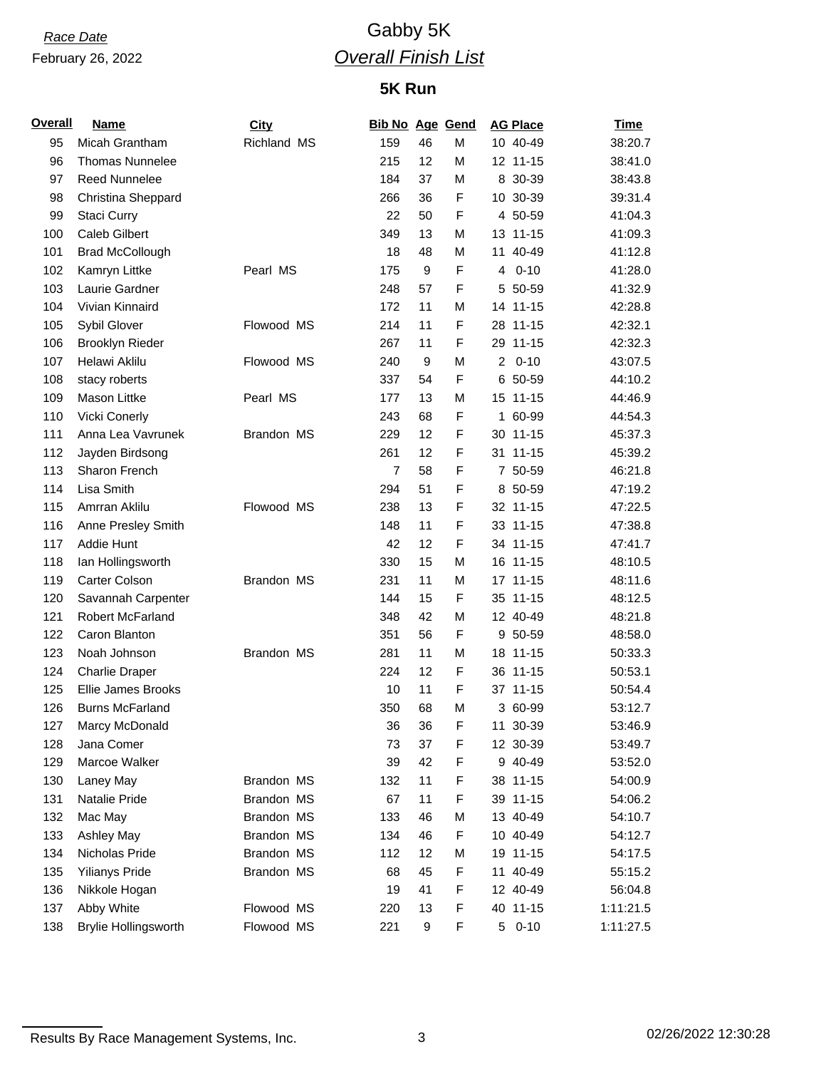*Race Date*

February 26, 2022

# Gabby 5K

## *Overall Finish List*

### 5K Run

| Overall | Name | City | Bib No | Age | Gend | AG Place | Time |
|---|---|---|---|---|---|---|---|
| 95 | Micah Grantham | Richland MS | 159 | 46 | M | 10 40-49 | 38:20.7 |
| 96 | Thomas Nunnelee | | 215 | 12 | M | 12 11-15 | 38:41.0 |
| 97 | Reed Nunnelee | | 184 | 37 | M | 8 30-39 | 38:43.8 |
| 98 | Christina Sheppard | | 266 | 36 | F | 10 30-39 | 39:31.4 |
| 99 | Staci Curry | | 22 | 50 | F | 4 50-59 | 41:04.3 |
| 100 | Caleb Gilbert | | 349 | 13 | M | 13 11-15 | 41:09.3 |
| 101 | Brad McCollough | | 18 | 48 | M | 11 40-49 | 41:12.8 |
| 102 | Kamryn Littke | Pearl MS | 175 | 9 | F | 4 0-10 | 41:28.0 |
| 103 | Laurie Gardner | | 248 | 57 | F | 5 50-59 | 41:32.9 |
| 104 | Vivian Kinnaird | | 172 | 11 | M | 14 11-15 | 42:28.8 |
| 105 | Sybil Glover | Flowood MS | 214 | 11 | F | 28 11-15 | 42:32.1 |
| 106 | Brooklyn Rieder | | 267 | 11 | F | 29 11-15 | 42:32.3 |
| 107 | Helawi Aklilu | Flowood MS | 240 | 9 | M | 2 0-10 | 43:07.5 |
| 108 | stacy roberts | | 337 | 54 | F | 6 50-59 | 44:10.2 |
| 109 | Mason Littke | Pearl MS | 177 | 13 | M | 15 11-15 | 44:46.9 |
| 110 | Vicki Conerly | | 243 | 68 | F | 1 60-99 | 44:54.3 |
| 111 | Anna Lea Vavrunek | Brandon MS | 229 | 12 | F | 30 11-15 | 45:37.3 |
| 112 | Jayden Birdsong | | 261 | 12 | F | 31 11-15 | 45:39.2 |
| 113 | Sharon French | | 7 | 58 | F | 7 50-59 | 46:21.8 |
| 114 | Lisa Smith | | 294 | 51 | F | 8 50-59 | 47:19.2 |
| 115 | Amrran Aklilu | Flowood MS | 238 | 13 | F | 32 11-15 | 47:22.5 |
| 116 | Anne Presley Smith | | 148 | 11 | F | 33 11-15 | 47:38.8 |
| 117 | Addie Hunt | | 42 | 12 | F | 34 11-15 | 47:41.7 |
| 118 | Ian Hollingsworth | | 330 | 15 | M | 16 11-15 | 48:10.5 |
| 119 | Carter Colson | Brandon MS | 231 | 11 | M | 17 11-15 | 48:11.6 |
| 120 | Savannah Carpenter | | 144 | 15 | F | 35 11-15 | 48:12.5 |
| 121 | Robert McFarland | | 348 | 42 | M | 12 40-49 | 48:21.8 |
| 122 | Caron Blanton | | 351 | 56 | F | 9 50-59 | 48:58.0 |
| 123 | Noah Johnson | Brandon MS | 281 | 11 | M | 18 11-15 | 50:33.3 |
| 124 | Charlie Draper | | 224 | 12 | F | 36 11-15 | 50:53.1 |
| 125 | Ellie James Brooks | | 10 | 11 | F | 37 11-15 | 50:54.4 |
| 126 | Burns McFarland | | 350 | 68 | M | 3 60-99 | 53:12.7 |
| 127 | Marcy McDonald | | 36 | 36 | F | 11 30-39 | 53:46.9 |
| 128 | Jana Comer | | 73 | 37 | F | 12 30-39 | 53:49.7 |
| 129 | Marcoe Walker | | 39 | 42 | F | 9 40-49 | 53:52.0 |
| 130 | Laney May | Brandon MS | 132 | 11 | F | 38 11-15 | 54:00.9 |
| 131 | Natalie Pride | Brandon MS | 67 | 11 | F | 39 11-15 | 54:06.2 |
| 132 | Mac May | Brandon MS | 133 | 46 | M | 13 40-49 | 54:10.7 |
| 133 | Ashley May | Brandon MS | 134 | 46 | F | 10 40-49 | 54:12.7 |
| 134 | Nicholas Pride | Brandon MS | 112 | 12 | M | 19 11-15 | 54:17.5 |
| 135 | Yilianys Pride | Brandon MS | 68 | 45 | F | 11 40-49 | 55:15.2 |
| 136 | Nikkole Hogan | | 19 | 41 | F | 12 40-49 | 56:04.8 |
| 137 | Abby White | Flowood MS | 220 | 13 | F | 40 11-15 | 1:11:21.5 |
| 138 | Brylie Hollingsworth | Flowood MS | 221 | 9 | F | 5 0-10 | 1:11:27.5 |

Results By Race Management Systems, Inc. 02/26/2022 12:30:28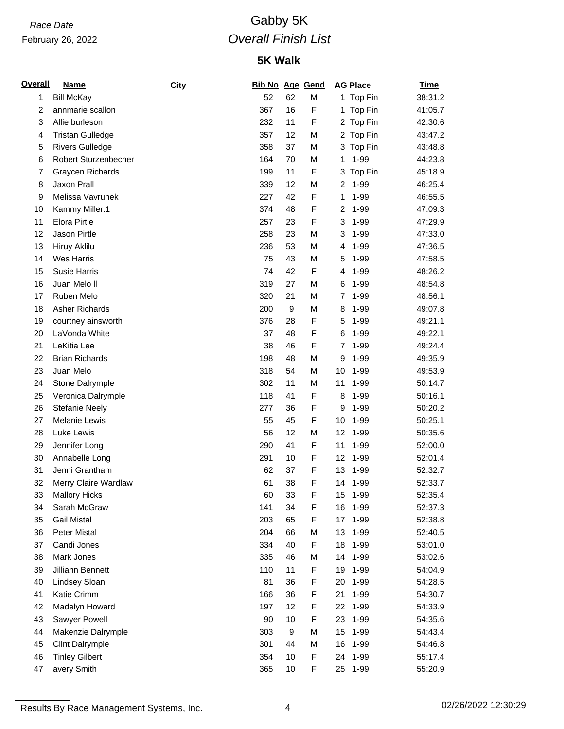*Race Date*
February 26, 2022

# Gabby 5K
## *Overall Finish List*

### 5K Walk

| Overall | Name | City | Bib No | Age | Gend | AG Place | Time |
|---|---|---|---|---|---|---|---|
| 1 | Bill McKay | | 52 | 62 | M | 1 Top Fin | 38:31.2 |
| 2 | annmarie scallon | | 367 | 16 | F | 1 Top Fin | 41:05.7 |
| 3 | Allie burleson | | 232 | 11 | F | 2 Top Fin | 42:30.6 |
| 4 | Tristan Gulledge | | 357 | 12 | M | 2 Top Fin | 43:47.2 |
| 5 | Rivers Gulledge | | 358 | 37 | M | 3 Top Fin | 43:48.8 |
| 6 | Robert Sturzenbecher | | 164 | 70 | M | 1 1-99 | 44:23.8 |
| 7 | Graycen Richards | | 199 | 11 | F | 3 Top Fin | 45:18.9 |
| 8 | Jaxon Prall | | 339 | 12 | M | 2 1-99 | 46:25.4 |
| 9 | Melissa Vavrunek | | 227 | 42 | F | 1 1-99 | 46:55.5 |
| 10 | Kammy Miller.1 | | 374 | 48 | F | 2 1-99 | 47:09.3 |
| 11 | Elora Pirtle | | 257 | 23 | F | 3 1-99 | 47:29.9 |
| 12 | Jason Pirtle | | 258 | 23 | M | 3 1-99 | 47:33.0 |
| 13 | Hiruy Aklilu | | 236 | 53 | M | 4 1-99 | 47:36.5 |
| 14 | Wes Harris | | 75 | 43 | M | 5 1-99 | 47:58.5 |
| 15 | Susie Harris | | 74 | 42 | F | 4 1-99 | 48:26.2 |
| 16 | Juan Melo ll | | 319 | 27 | M | 6 1-99 | 48:54.8 |
| 17 | Ruben Melo | | 320 | 21 | M | 7 1-99 | 48:56.1 |
| 18 | Asher Richards | | 200 | 9 | M | 8 1-99 | 49:07.8 |
| 19 | courtney ainsworth | | 376 | 28 | F | 5 1-99 | 49:21.1 |
| 20 | LaVonda White | | 37 | 48 | F | 6 1-99 | 49:22.1 |
| 21 | LeKitia Lee | | 38 | 46 | F | 7 1-99 | 49:24.4 |
| 22 | Brian Richards | | 198 | 48 | M | 9 1-99 | 49:35.9 |
| 23 | Juan Melo | | 318 | 54 | M | 10 1-99 | 49:53.9 |
| 24 | Stone Dalrymple | | 302 | 11 | M | 11 1-99 | 50:14.7 |
| 25 | Veronica Dalrymple | | 118 | 41 | F | 8 1-99 | 50:16.1 |
| 26 | Stefanie Neely | | 277 | 36 | F | 9 1-99 | 50:20.2 |
| 27 | Melanie Lewis | | 55 | 45 | F | 10 1-99 | 50:25.1 |
| 28 | Luke Lewis | | 56 | 12 | M | 12 1-99 | 50:35.6 |
| 29 | Jennifer Long | | 290 | 41 | F | 11 1-99 | 52:00.0 |
| 30 | Annabelle Long | | 291 | 10 | F | 12 1-99 | 52:01.4 |
| 31 | Jenni Grantham | | 62 | 37 | F | 13 1-99 | 52:32.7 |
| 32 | Merry Claire Wardlaw | | 61 | 38 | F | 14 1-99 | 52:33.7 |
| 33 | Mallory Hicks | | 60 | 33 | F | 15 1-99 | 52:35.4 |
| 34 | Sarah McGraw | | 141 | 34 | F | 16 1-99 | 52:37.3 |
| 35 | Gail Mistal | | 203 | 65 | F | 17 1-99 | 52:38.8 |
| 36 | Peter Mistal | | 204 | 66 | M | 13 1-99 | 52:40.5 |
| 37 | Candi Jones | | 334 | 40 | F | 18 1-99 | 53:01.0 |
| 38 | Mark Jones | | 335 | 46 | M | 14 1-99 | 53:02.6 |
| 39 | Jilliann Bennett | | 110 | 11 | F | 19 1-99 | 54:04.9 |
| 40 | Lindsey Sloan | | 81 | 36 | F | 20 1-99 | 54:28.5 |
| 41 | Katie Crimm | | 166 | 36 | F | 21 1-99 | 54:30.7 |
| 42 | Madelyn Howard | | 197 | 12 | F | 22 1-99 | 54:33.9 |
| 43 | Sawyer Powell | | 90 | 10 | F | 23 1-99 | 54:35.6 |
| 44 | Makenzie Dalrymple | | 303 | 9 | M | 15 1-99 | 54:43.4 |
| 45 | Clint Dalrymple | | 301 | 44 | M | 16 1-99 | 54:46.8 |
| 46 | Tinley Gilbert | | 354 | 10 | F | 24 1-99 | 55:17.4 |
| 47 | avery Smith | | 365 | 10 | F | 25 1-99 | 55:20.9 |

Results By Race Management Systems, Inc. 02/26/2022 12:30:29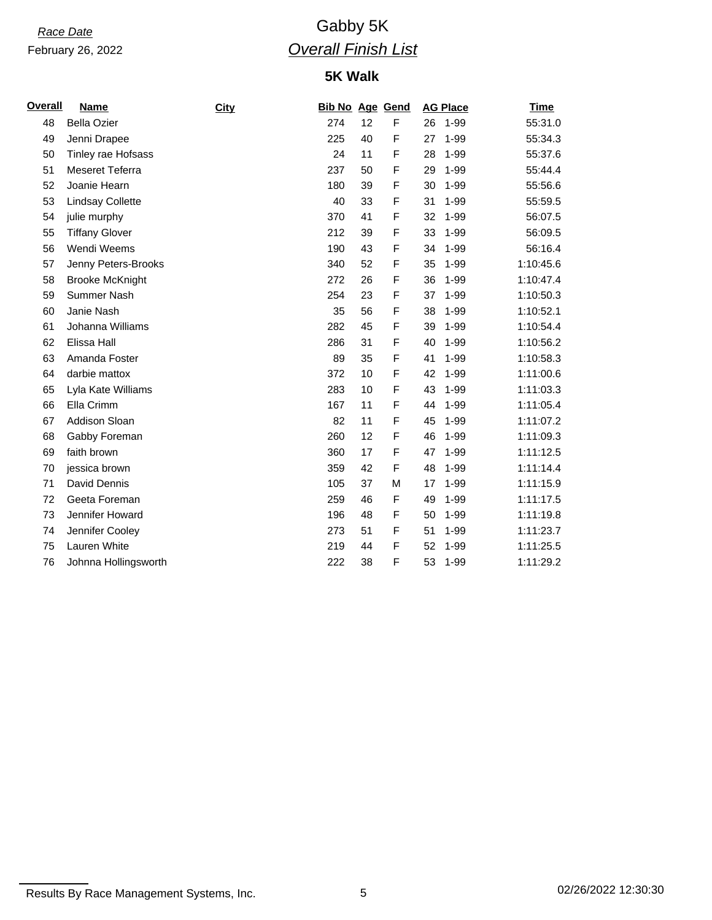*Race Date*

February 26, 2022

# Gabby 5K

## *Overall Finish List*

### 5K Walk

| Overall | Name | City | Bib No | Age | Gend | AG Place | | Time |
|---|---|---|---|---|---|---|---|---|
| 48 | Bella Ozier | | 274 | 12 | F | 26 | 1-99 | 55:31.0 |
| 49 | Jenni Drapee | | 225 | 40 | F | 27 | 1-99 | 55:34.3 |
| 50 | Tinley rae Hofsass | | 24 | 11 | F | 28 | 1-99 | 55:37.6 |
| 51 | Meseret Teferra | | 237 | 50 | F | 29 | 1-99 | 55:44.4 |
| 52 | Joanie Hearn | | 180 | 39 | F | 30 | 1-99 | 55:56.6 |
| 53 | Lindsay Collette | | 40 | 33 | F | 31 | 1-99 | 55:59.5 |
| 54 | julie murphy | | 370 | 41 | F | 32 | 1-99 | 56:07.5 |
| 55 | Tiffany Glover | | 212 | 39 | F | 33 | 1-99 | 56:09.5 |
| 56 | Wendi Weems | | 190 | 43 | F | 34 | 1-99 | 56:16.4 |
| 57 | Jenny Peters-Brooks | | 340 | 52 | F | 35 | 1-99 | 1:10:45.6 |
| 58 | Brooke McKnight | | 272 | 26 | F | 36 | 1-99 | 1:10:47.4 |
| 59 | Summer Nash | | 254 | 23 | F | 37 | 1-99 | 1:10:50.3 |
| 60 | Janie Nash | | 35 | 56 | F | 38 | 1-99 | 1:10:52.1 |
| 61 | Johanna Williams | | 282 | 45 | F | 39 | 1-99 | 1:10:54.4 |
| 62 | Elissa Hall | | 286 | 31 | F | 40 | 1-99 | 1:10:56.2 |
| 63 | Amanda Foster | | 89 | 35 | F | 41 | 1-99 | 1:10:58.3 |
| 64 | darbie mattox | | 372 | 10 | F | 42 | 1-99 | 1:11:00.6 |
| 65 | Lyla Kate Williams | | 283 | 10 | F | 43 | 1-99 | 1:11:03.3 |
| 66 | Ella Crimm | | 167 | 11 | F | 44 | 1-99 | 1:11:05.4 |
| 67 | Addison Sloan | | 82 | 11 | F | 45 | 1-99 | 1:11:07.2 |
| 68 | Gabby Foreman | | 260 | 12 | F | 46 | 1-99 | 1:11:09.3 |
| 69 | faith brown | | 360 | 17 | F | 47 | 1-99 | 1:11:12.5 |
| 70 | jessica brown | | 359 | 42 | F | 48 | 1-99 | 1:11:14.4 |
| 71 | David Dennis | | 105 | 37 | M | 17 | 1-99 | 1:11:15.9 |
| 72 | Geeta Foreman | | 259 | 46 | F | 49 | 1-99 | 1:11:17.5 |
| 73 | Jennifer Howard | | 196 | 48 | F | 50 | 1-99 | 1:11:19.8 |
| 74 | Jennifer Cooley | | 273 | 51 | F | 51 | 1-99 | 1:11:23.7 |
| 75 | Lauren White | | 219 | 44 | F | 52 | 1-99 | 1:11:25.5 |
| 76 | Johnna Hollingsworth | | 222 | 38 | F | 53 | 1-99 | 1:11:29.2 |

Results By Race Management Systems, Inc.

02/26/2022 12:30:30